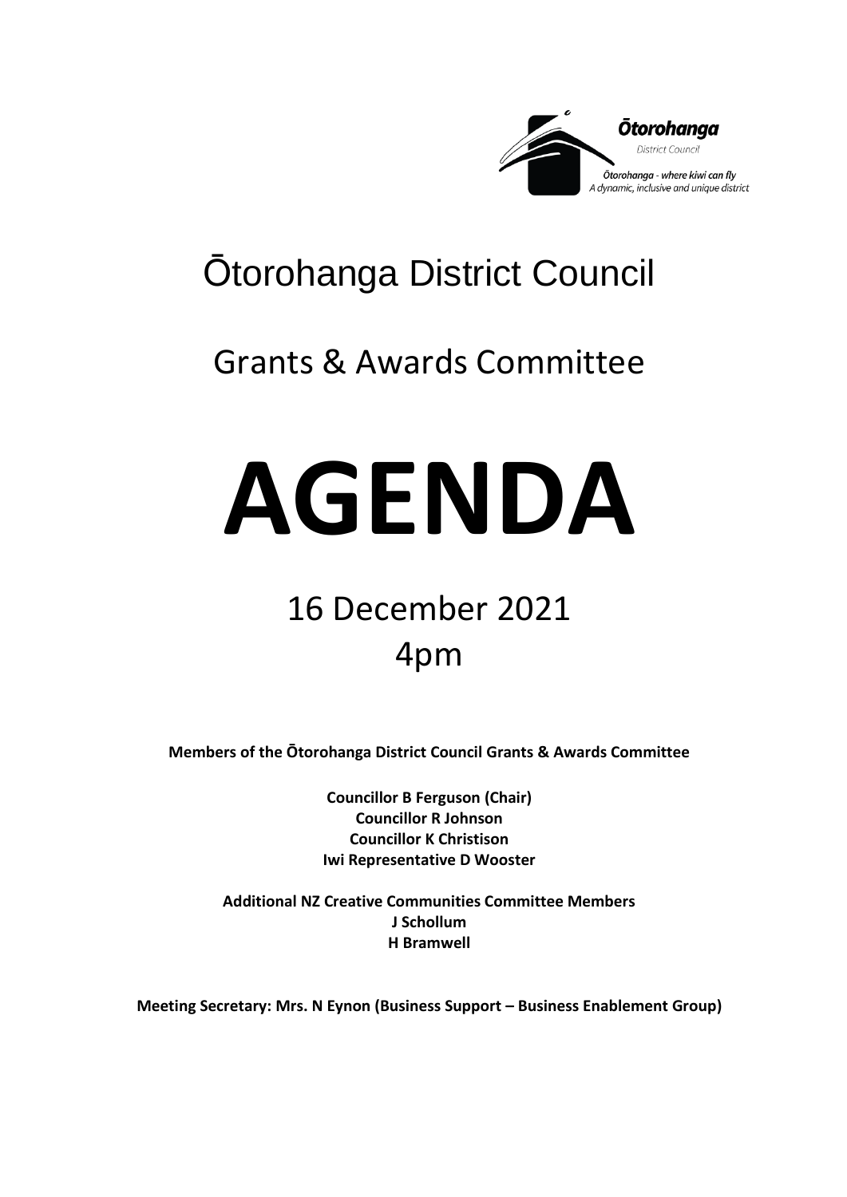Ōtorohanga District Council

Ōtorohanga - where kiwi can fly

*A dynamic, inclusive and unique district*

# Ōtorohanga District Council

## Grants & Awards Committee

# AGENDA

## 16 December 2021
## 4pm

**Members of the Ōtorohanga District Council Grants & Awards Committee**

**Councillor B Ferguson (Chair)**
**Councillor R Johnson**
**Councillor K Christison**
**Iwi Representative D Wooster**

**Additional NZ Creative Communities Committee Members**
**J Schollum**
**H Bramwell**

**Meeting Secretary: Mrs. N Eynon (Business Support – Business Enablement Group)**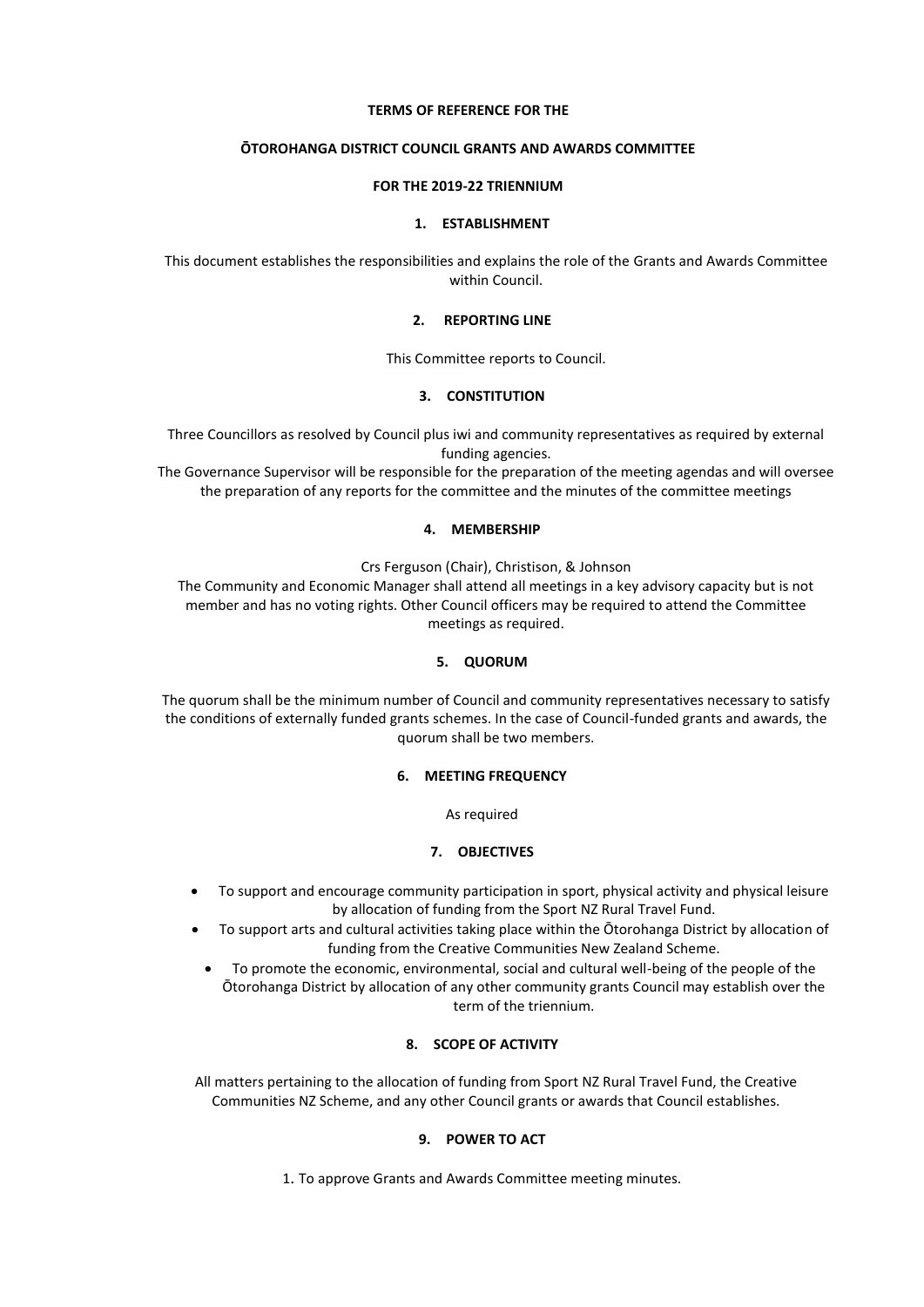**TERMS OF REFERENCE FOR THE**

**ŌTOROHANGA DISTRICT COUNCIL GRANTS AND AWARDS COMMITTEE**

**FOR THE 2019-22 TRIENNIUM**

## 1. ESTABLISHMENT

This document establishes the responsibilities and explains the role of the Grants and Awards Committee within Council.

## 2. REPORTING LINE

This Committee reports to Council.

## 3. CONSTITUTION

Three Councillors as resolved by Council plus iwi and community representatives as required by external funding agencies.

The Governance Supervisor will be responsible for the preparation of the meeting agendas and will oversee the preparation of any reports for the committee and the minutes of the committee meetings

## 4. MEMBERSHIP

Crs Ferguson (Chair), Christison, & Johnson

The Community and Economic Manager shall attend all meetings in a key advisory capacity but is not member and has no voting rights. Other Council officers may be required to attend the Committee meetings as required.

## 5. QUORUM

The quorum shall be the minimum number of Council and community representatives necessary to satisfy the conditions of externally funded grants schemes. In the case of Council-funded grants and awards, the quorum shall be two members.

## 6. MEETING FREQUENCY

As required

## 7. OBJECTIVES

- To support and encourage community participation in sport, physical activity and physical leisure by allocation of funding from the Sport NZ Rural Travel Fund.
- To support arts and cultural activities taking place within the Ōtorohanga District by allocation of funding from the Creative Communities New Zealand Scheme.
- To promote the economic, environmental, social and cultural well-being of the people of the Ōtorohanga District by allocation of any other community grants Council may establish over the term of the triennium.

## 8. SCOPE OF ACTIVITY

All matters pertaining to the allocation of funding from Sport NZ Rural Travel Fund, the Creative Communities NZ Scheme, and any other Council grants or awards that Council establishes.

## 9. POWER TO ACT

1. To approve Grants and Awards Committee meeting minutes.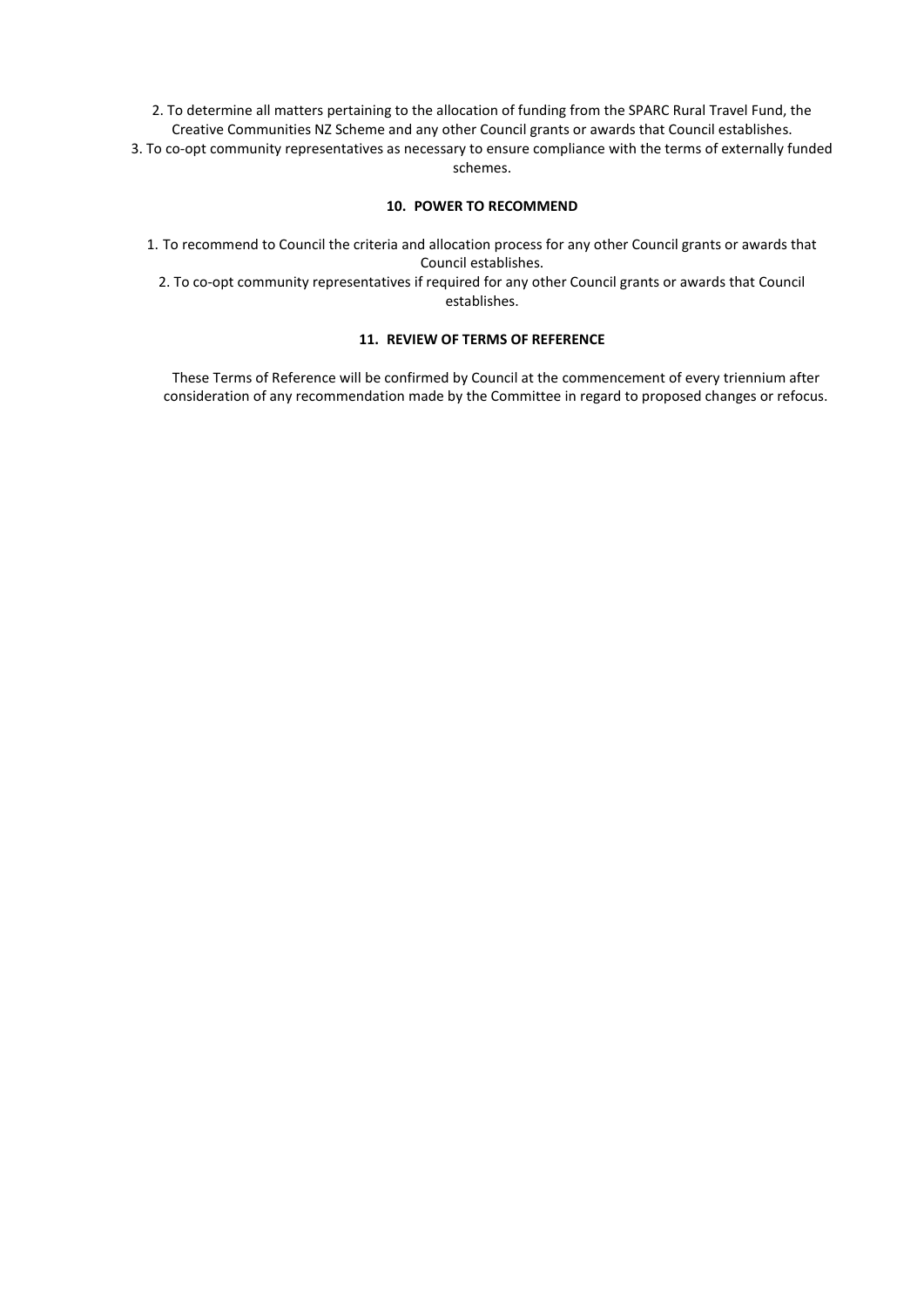2. To determine all matters pertaining to the allocation of funding from the SPARC Rural Travel Fund, the Creative Communities NZ Scheme and any other Council grants or awards that Council establishes.
3. To co-opt community representatives as necessary to ensure compliance with the terms of externally funded schemes.

**10. POWER TO RECOMMEND**

1. To recommend to Council the criteria and allocation process for any other Council grants or awards that Council establishes.
2. To co-opt community representatives if required for any other Council grants or awards that Council establishes.

**11. REVIEW OF TERMS OF REFERENCE**

These Terms of Reference will be confirmed by Council at the commencement of every triennium after consideration of any recommendation made by the Committee in regard to proposed changes or refocus.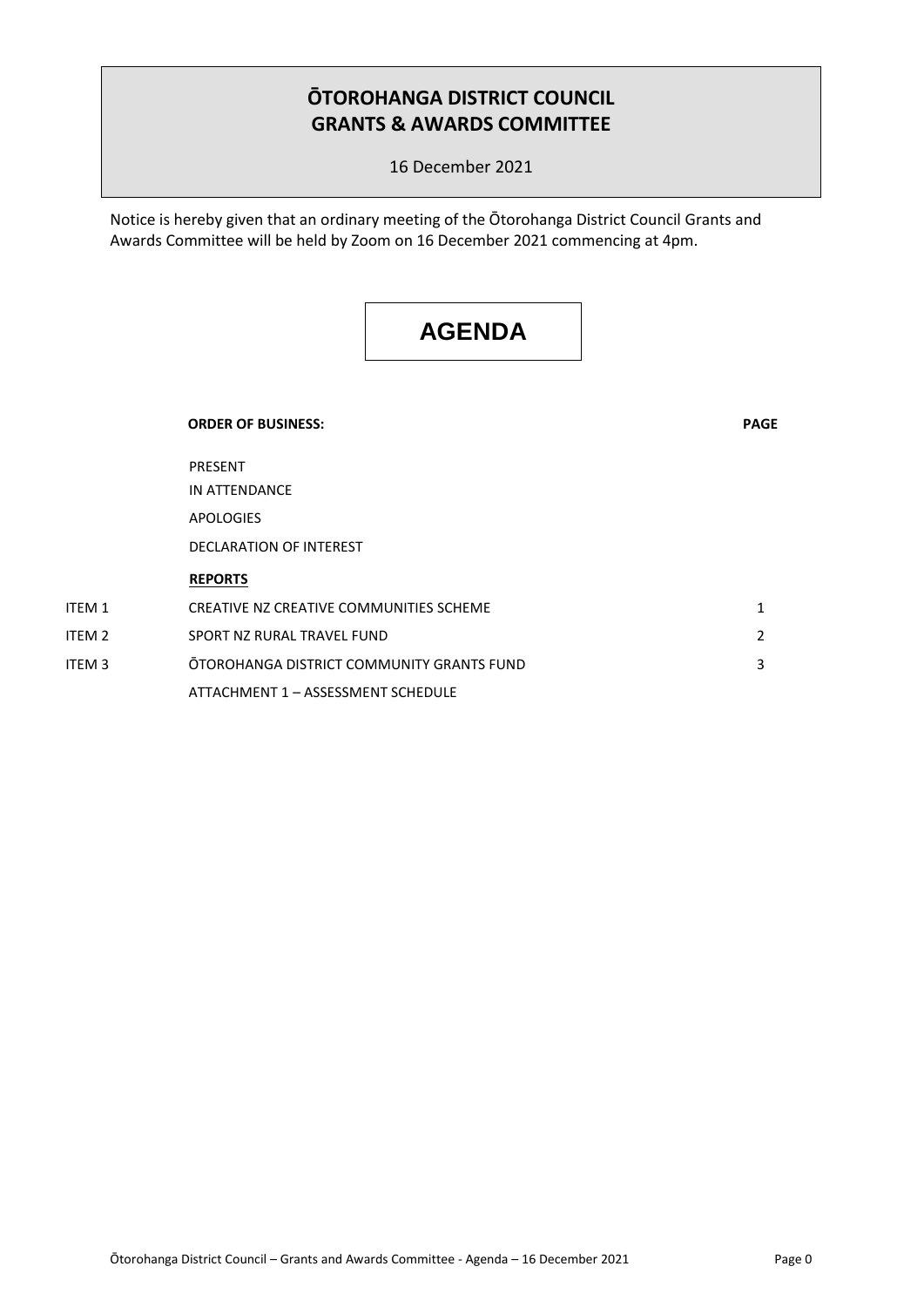# ŌTOROHANGA DISTRICT COUNCIL
# GRANTS & AWARDS COMMITTEE

16 December 2021

Notice is hereby given that an ordinary meeting of the Ōtorohanga District Council Grants and Awards Committee will be held by Zoom on 16 December 2021 commencing at 4pm.

## AGENDA

| | ORDER OF BUSINESS: | PAGE |
|---|---|---|
| | PRESENT | |
| | IN ATTENDANCE | |
| | APOLOGIES | |
| | DECLARATION OF INTEREST | |
| | **REPORTS** | |
| ITEM 1 | CREATIVE NZ CREATIVE COMMUNITIES SCHEME | 1 |
| ITEM 2 | SPORT NZ RURAL TRAVEL FUND | 2 |
| ITEM 3 | ŌTOROHANGA DISTRICT COMMUNITY GRANTS FUND | 3 |
| | ATTACHMENT 1 – ASSESSMENT SCHEDULE | |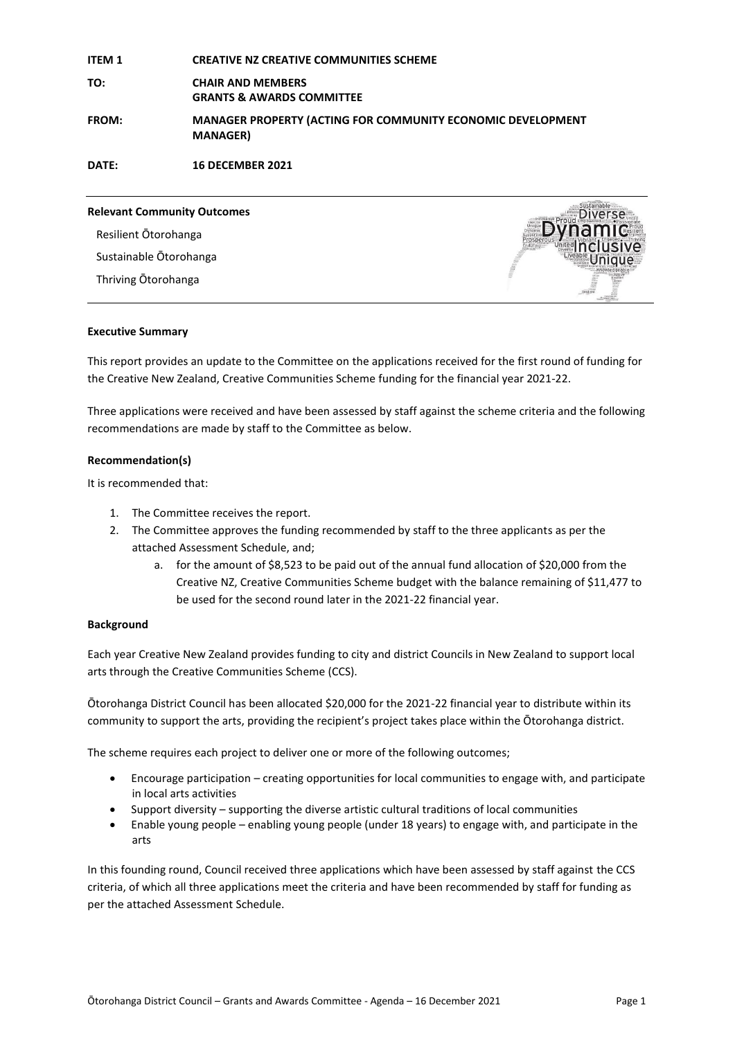**ITEM 1** **CREATIVE NZ CREATIVE COMMUNITIES SCHEME**

**TO:** **CHAIR AND MEMBERS**
**GRANTS & AWARDS COMMITTEE**

**FROM:** **MANAGER PROPERTY (ACTING FOR COMMUNITY ECONOMIC DEVELOPMENT MANAGER)**

**DATE:** **16 DECEMBER 2021**

**Relevant Community Outcomes**

Resilient Ōtorohanga

Sustainable Ōtorohanga

Thriving Ōtorohanga

**Executive Summary**

This report provides an update to the Committee on the applications received for the first round of funding for the Creative New Zealand, Creative Communities Scheme funding for the financial year 2021-22.

Three applications were received and have been assessed by staff against the scheme criteria and the following recommendations are made by staff to the Committee as below.

**Recommendation(s)**

It is recommended that:

1. The Committee receives the report.
2. The Committee approves the funding recommended by staff to the three applicants as per the attached Assessment Schedule, and;
   a. for the amount of $8,523 to be paid out of the annual fund allocation of $20,000 from the Creative NZ, Creative Communities Scheme budget with the balance remaining of $11,477 to be used for the second round later in the 2021-22 financial year.

**Background**

Each year Creative New Zealand provides funding to city and district Councils in New Zealand to support local arts through the Creative Communities Scheme (CCS).

Ōtorohanga District Council has been allocated $20,000 for the 2021-22 financial year to distribute within its community to support the arts, providing the recipient's project takes place within the Ōtorohanga district.

The scheme requires each project to deliver one or more of the following outcomes;

- Encourage participation – creating opportunities for local communities to engage with, and participate in local arts activities
- Support diversity – supporting the diverse artistic cultural traditions of local communities
- Enable young people – enabling young people (under 18 years) to engage with, and participate in the arts

In this founding round, Council received three applications which have been assessed by staff against the CCS criteria, of which all three applications meet the criteria and have been recommended by staff for funding as per the attached Assessment Schedule.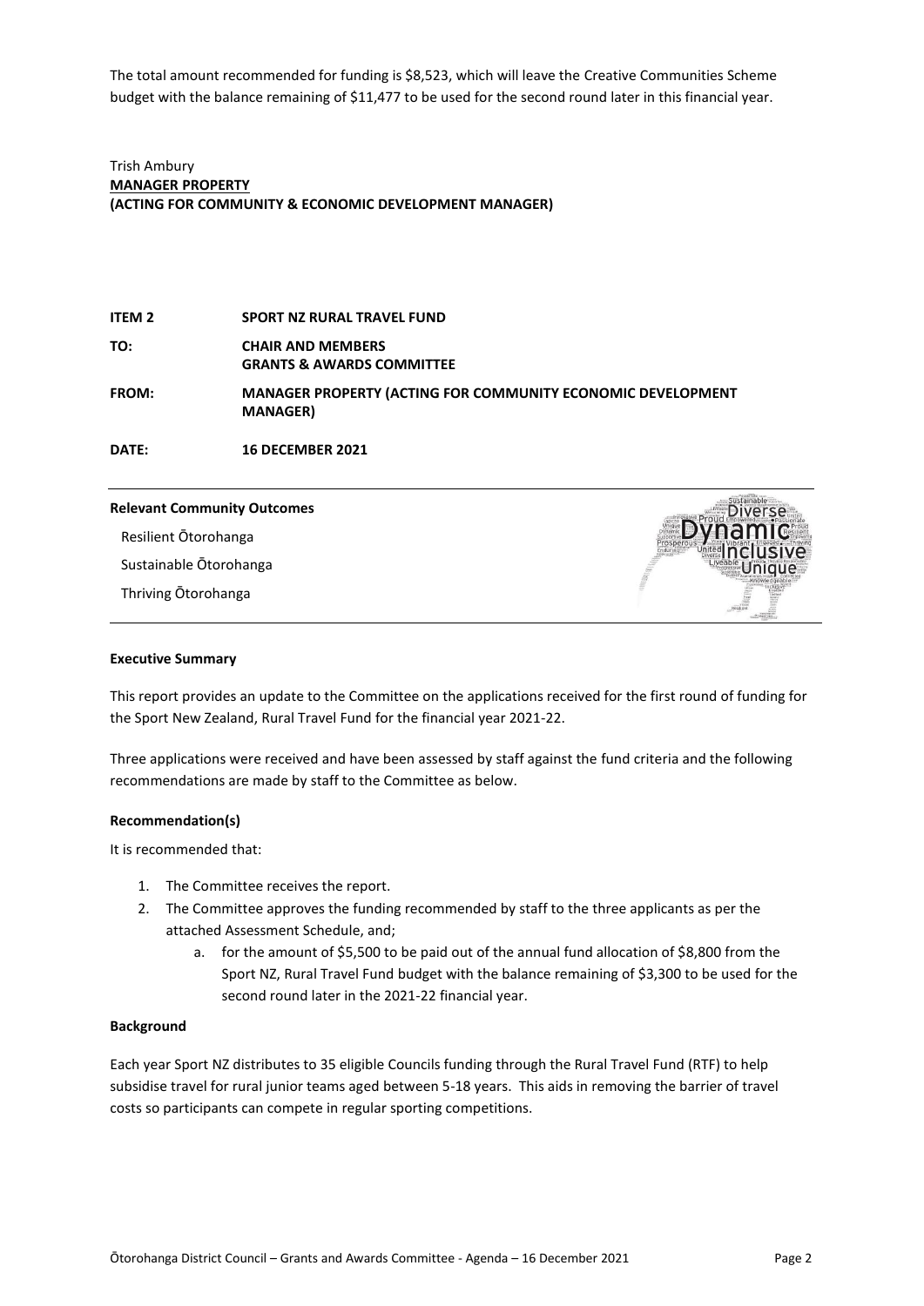The total amount recommended for funding is $8,523, which will leave the Creative Communities Scheme budget with the balance remaining of $11,477 to be used for the second round later in this financial year.

Trish Ambury
**MANAGER PROPERTY**
**(ACTING FOR COMMUNITY & ECONOMIC DEVELOPMENT MANAGER)**

| | |
|---|---|
| **ITEM 2** | **SPORT NZ RURAL TRAVEL FUND** |
| **TO:** | **CHAIR AND MEMBERS GRANTS & AWARDS COMMITTEE** |
| **FROM:** | **MANAGER PROPERTY (ACTING FOR COMMUNITY ECONOMIC DEVELOPMENT MANAGER)** |
| **DATE:** | **16 DECEMBER 2021** |

**Relevant Community Outcomes**

Resilient Ōtorohanga

Sustainable Ōtorohanga

Thriving Ōtorohanga

**Executive Summary**

This report provides an update to the Committee on the applications received for the first round of funding for the Sport New Zealand, Rural Travel Fund for the financial year 2021-22.

Three applications were received and have been assessed by staff against the fund criteria and the following recommendations are made by staff to the Committee as below.

**Recommendation(s)**

It is recommended that:

1. The Committee receives the report.
2. The Committee approves the funding recommended by staff to the three applicants as per the attached Assessment Schedule, and;
   a. for the amount of $5,500 to be paid out of the annual fund allocation of $8,800 from the Sport NZ, Rural Travel Fund budget with the balance remaining of $3,300 to be used for the second round later in the 2021-22 financial year.

**Background**

Each year Sport NZ distributes to 35 eligible Councils funding through the Rural Travel Fund (RTF) to help subsidise travel for rural junior teams aged between 5-18 years. This aids in removing the barrier of travel costs so participants can compete in regular sporting competitions.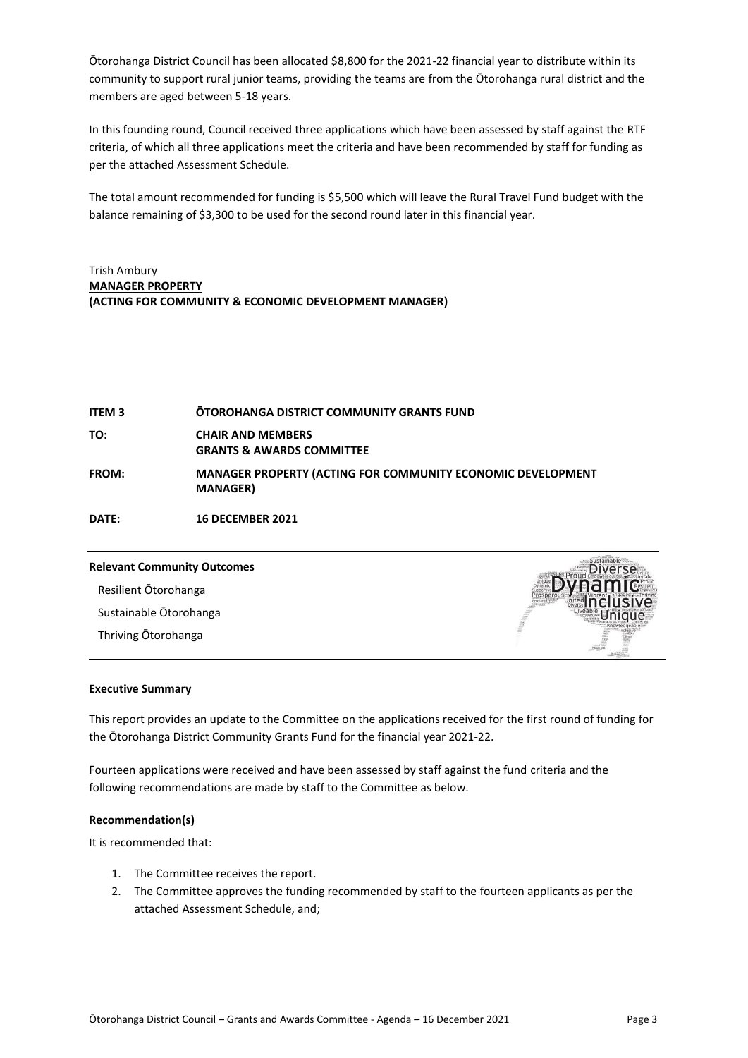Ōtorohanga District Council has been allocated $8,800 for the 2021-22 financial year to distribute within its community to support rural junior teams, providing the teams are from the Ōtorohanga rural district and the members are aged between 5-18 years.

In this founding round, Council received three applications which have been assessed by staff against the RTF criteria, of which all three applications meet the criteria and have been recommended by staff for funding as per the attached Assessment Schedule.

The total amount recommended for funding is $5,500 which will leave the Rural Travel Fund budget with the balance remaining of $3,300 to be used for the second round later in this financial year.

Trish Ambury
**MANAGER PROPERTY**
**(ACTING FOR COMMUNITY & ECONOMIC DEVELOPMENT MANAGER)**

| | |
|---|---|
| **ITEM 3** | **ŌTOROHANGA DISTRICT COMMUNITY GRANTS FUND** |
| **TO:** | **CHAIR AND MEMBERS** <br> **GRANTS & AWARDS COMMITTEE** |
| **FROM:** | **MANAGER PROPERTY (ACTING FOR COMMUNITY ECONOMIC DEVELOPMENT MANAGER)** |
| **DATE:** | **16 DECEMBER 2021** |

**Relevant Community Outcomes**

Resilient Ōtorohanga

Sustainable Ōtorohanga

Thriving Ōtorohanga

**Executive Summary**

This report provides an update to the Committee on the applications received for the first round of funding for the Ōtorohanga District Community Grants Fund for the financial year 2021-22.

Fourteen applications were received and have been assessed by staff against the fund criteria and the following recommendations are made by staff to the Committee as below.

**Recommendation(s)**

It is recommended that:

1. The Committee receives the report.
2. The Committee approves the funding recommended by staff to the fourteen applicants as per the attached Assessment Schedule, and;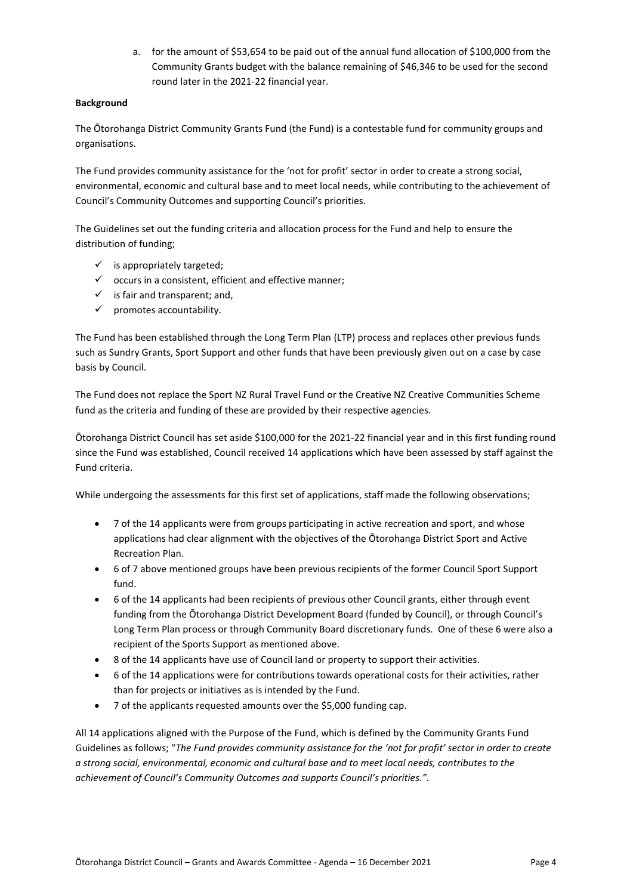a. for the amount of $53,654 to be paid out of the annual fund allocation of $100,000 from the Community Grants budget with the balance remaining of $46,346 to be used for the second round later in the 2021-22 financial year.

**Background**

The Ōtorohanga District Community Grants Fund (the Fund) is a contestable fund for community groups and organisations.

The Fund provides community assistance for the 'not for profit' sector in order to create a strong social, environmental, economic and cultural base and to meet local needs, while contributing to the achievement of Council's Community Outcomes and supporting Council's priorities.

The Guidelines set out the funding criteria and allocation process for the Fund and help to ensure the distribution of funding;

- ✓ is appropriately targeted;
- ✓ occurs in a consistent, efficient and effective manner;
- ✓ is fair and transparent; and,
- ✓ promotes accountability.

The Fund has been established through the Long Term Plan (LTP) process and replaces other previous funds such as Sundry Grants, Sport Support and other funds that have been previously given out on a case by case basis by Council.

The Fund does not replace the Sport NZ Rural Travel Fund or the Creative NZ Creative Communities Scheme fund as the criteria and funding of these are provided by their respective agencies.

Ōtorohanga District Council has set aside $100,000 for the 2021-22 financial year and in this first funding round since the Fund was established, Council received 14 applications which have been assessed by staff against the Fund criteria.

While undergoing the assessments for this first set of applications, staff made the following observations;

- 7 of the 14 applicants were from groups participating in active recreation and sport, and whose applications had clear alignment with the objectives of the Ōtorohanga District Sport and Active Recreation Plan.
- 6 of 7 above mentioned groups have been previous recipients of the former Council Sport Support fund.
- 6 of the 14 applicants had been recipients of previous other Council grants, either through event funding from the Ōtorohanga District Development Board (funded by Council), or through Council's Long Term Plan process or through Community Board discretionary funds. One of these 6 were also a recipient of the Sports Support as mentioned above.
- 8 of the 14 applicants have use of Council land or property to support their activities.
- 6 of the 14 applications were for contributions towards operational costs for their activities, rather than for projects or initiatives as is intended by the Fund.
- 7 of the applicants requested amounts over the $5,000 funding cap.

All 14 applications aligned with the Purpose of the Fund, which is defined by the Community Grants Fund Guidelines as follows; "*The Fund provides community assistance for the 'not for profit' sector in order to create a strong social, environmental, economic and cultural base and to meet local needs, contributes to the achievement of Council's Community Outcomes and supports Council's priorities.*".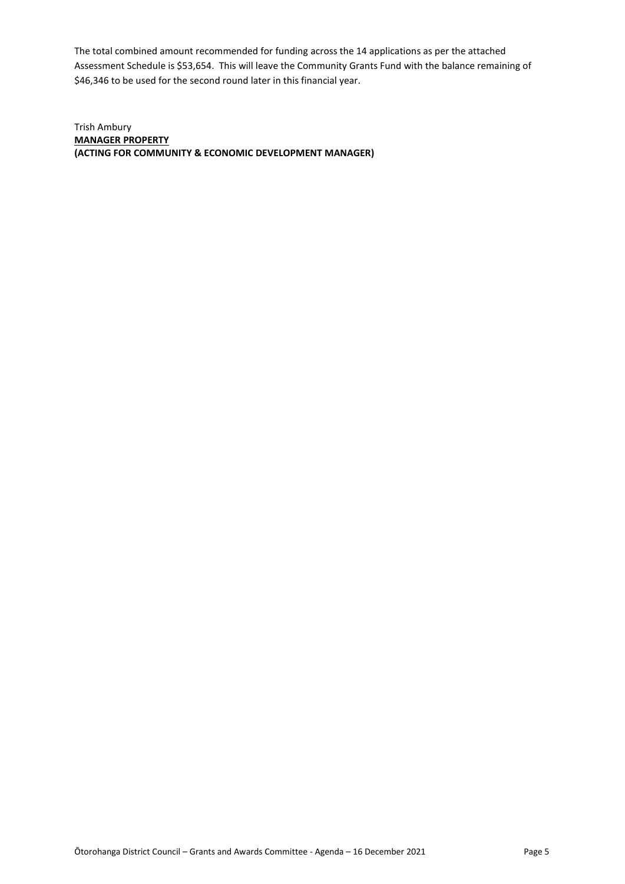The total combined amount recommended for funding across the 14 applications as per the attached Assessment Schedule is $53,654. This will leave the Community Grants Fund with the balance remaining of $46,346 to be used for the second round later in this financial year.

Trish Ambury
**MANAGER PROPERTY**
**(ACTING FOR COMMUNITY & ECONOMIC DEVELOPMENT MANAGER)**